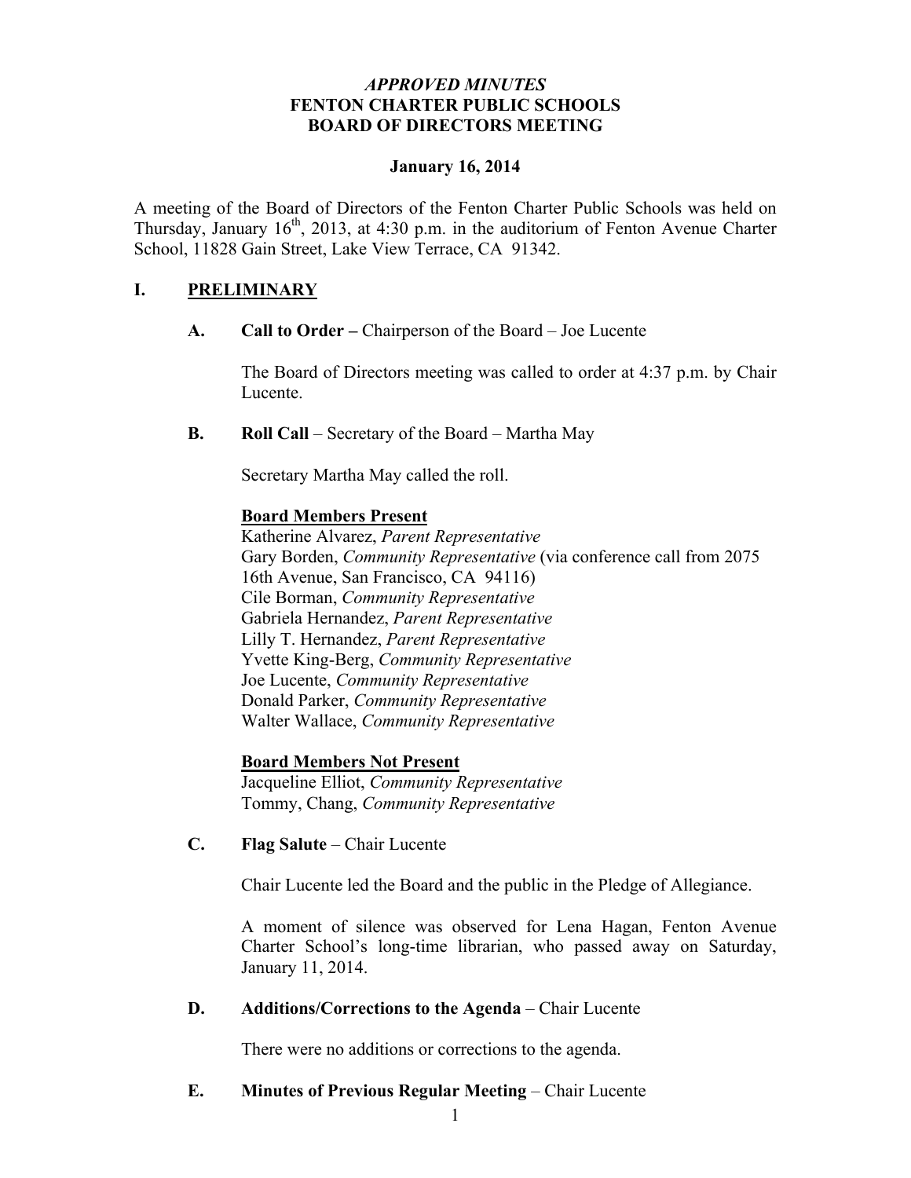# *APPROVED MINUTES*
# FENTON CHARTER PUBLIC SCHOOLS
# BOARD OF DIRECTORS MEETING

**January 16, 2014**

A meeting of the Board of Directors of the Fenton Charter Public Schools was held on Thursday, January 16th, 2013, at 4:30 p.m. in the auditorium of Fenton Avenue Charter School, 11828 Gain Street, Lake View Terrace, CA 91342.

## I. PRELIMINARY

**A. Call to Order –** Chairperson of the Board – Joe Lucente

The Board of Directors meeting was called to order at 4:37 p.m. by Chair Lucente.

**B. Roll Call** – Secretary of the Board – Martha May

Secretary Martha May called the roll.

**Board Members Present**

Katherine Alvarez, *Parent Representative*
Gary Borden, *Community Representative* (via conference call from 2075 16th Avenue, San Francisco, CA 94116)
Cile Borman, *Community Representative*
Gabriela Hernandez, *Parent Representative*
Lilly T. Hernandez, *Parent Representative*
Yvette King-Berg, *Community Representative*
Joe Lucente, *Community Representative*
Donald Parker, *Community Representative*
Walter Wallace, *Community Representative*

**Board Members Not Present**

Jacqueline Elliot, *Community Representative*
Tommy, Chang, *Community Representative*

**C. Flag Salute** – Chair Lucente

Chair Lucente led the Board and the public in the Pledge of Allegiance.

A moment of silence was observed for Lena Hagan, Fenton Avenue Charter School's long-time librarian, who passed away on Saturday, January 11, 2014.

**D. Additions/Corrections to the Agenda** – Chair Lucente

There were no additions or corrections to the agenda.

**E. Minutes of Previous Regular Meeting** – Chair Lucente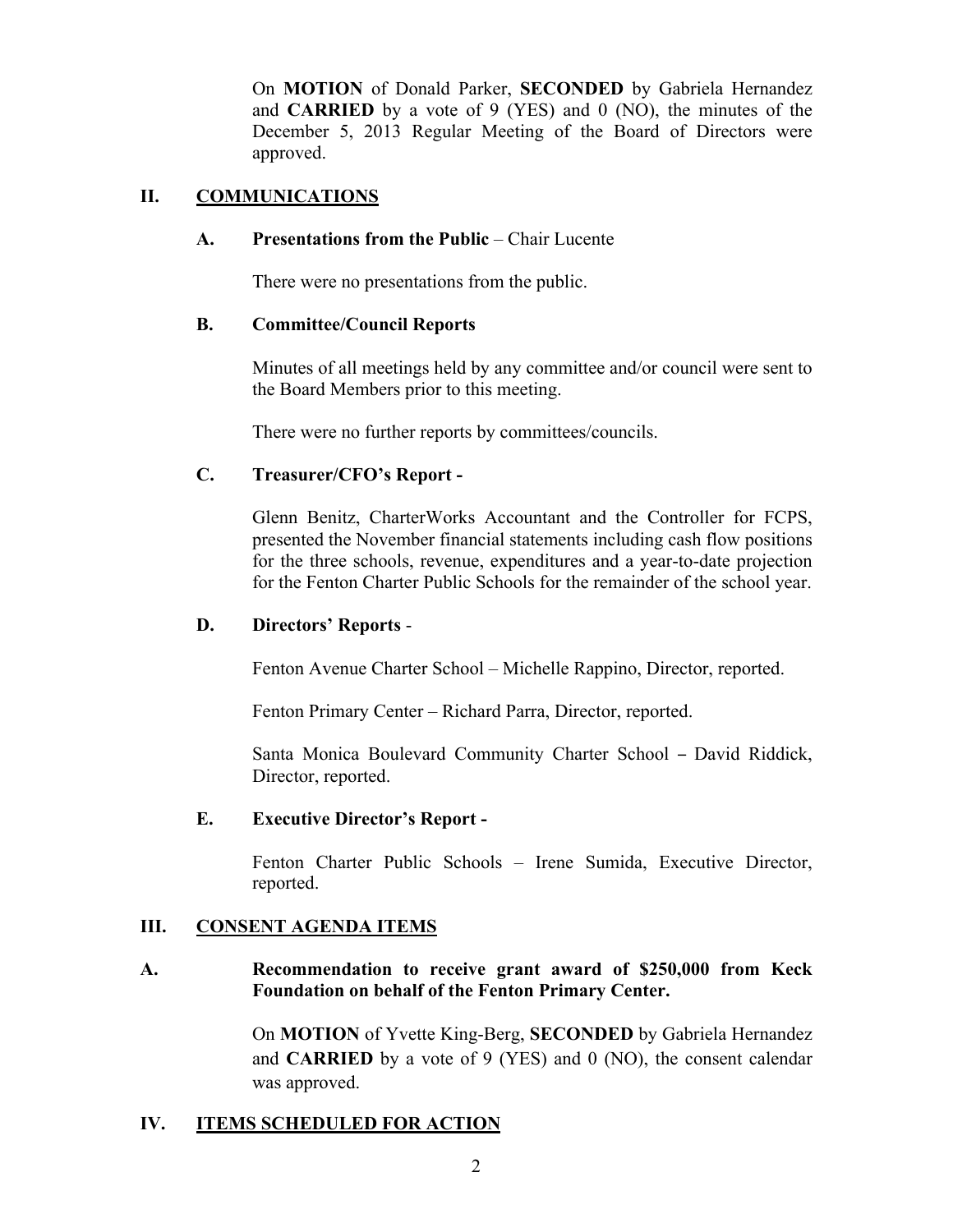On **MOTION** of Donald Parker, **SECONDED** by Gabriela Hernandez and **CARRIED** by a vote of 9 (YES) and 0 (NO), the minutes of the December 5, 2013 Regular Meeting of the Board of Directors were approved.

## II. COMMUNICATIONS

### A. Presentations from the Public – Chair Lucente

There were no presentations from the public.

### B. Committee/Council Reports

Minutes of all meetings held by any committee and/or council were sent to the Board Members prior to this meeting.

There were no further reports by committees/councils.

### C. Treasurer/CFO's Report -

Glenn Benitz, CharterWorks Accountant and the Controller for FCPS, presented the November financial statements including cash flow positions for the three schools, revenue, expenditures and a year-to-date projection for the Fenton Charter Public Schools for the remainder of the school year.

### D. Directors' Reports -

Fenton Avenue Charter School – Michelle Rappino, Director, reported.

Fenton Primary Center – Richard Parra, Director, reported.

Santa Monica Boulevard Community Charter School – David Riddick, Director, reported.

### E. Executive Director's Report -

Fenton Charter Public Schools – Irene Sumida, Executive Director, reported.

## III. CONSENT AGENDA ITEMS

### A. Recommendation to receive grant award of $250,000 from Keck Foundation on behalf of the Fenton Primary Center.

On **MOTION** of Yvette King-Berg, **SECONDED** by Gabriela Hernandez and **CARRIED** by a vote of 9 (YES) and 0 (NO), the consent calendar was approved.

## IV. ITEMS SCHEDULED FOR ACTION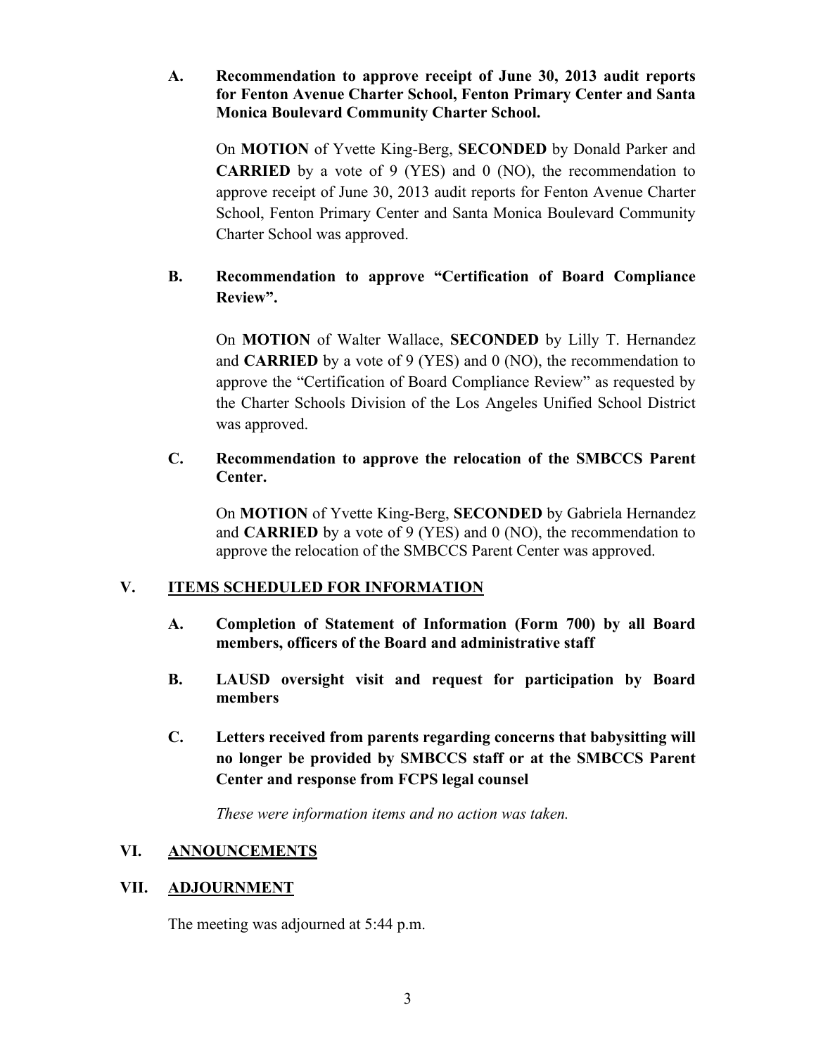**A. Recommendation to approve receipt of June 30, 2013 audit reports for Fenton Avenue Charter School, Fenton Primary Center and Santa Monica Boulevard Community Charter School.**

On **MOTION** of Yvette King-Berg, **SECONDED** by Donald Parker and **CARRIED** by a vote of 9 (YES) and 0 (NO), the recommendation to approve receipt of June 30, 2013 audit reports for Fenton Avenue Charter School, Fenton Primary Center and Santa Monica Boulevard Community Charter School was approved.

**B. Recommendation to approve "Certification of Board Compliance Review".**

On **MOTION** of Walter Wallace, **SECONDED** by Lilly T. Hernandez and **CARRIED** by a vote of 9 (YES) and 0 (NO), the recommendation to approve the "Certification of Board Compliance Review" as requested by the Charter Schools Division of the Los Angeles Unified School District was approved.

**C. Recommendation to approve the relocation of the SMBCCS Parent Center.**

On **MOTION** of Yvette King-Berg, **SECONDED** by Gabriela Hernandez and **CARRIED** by a vote of 9 (YES) and 0 (NO), the recommendation to approve the relocation of the SMBCCS Parent Center was approved.

## V. ITEMS SCHEDULED FOR INFORMATION

**A. Completion of Statement of Information (Form 700) by all Board members, officers of the Board and administrative staff**

**B. LAUSD oversight visit and request for participation by Board members**

**C. Letters received from parents regarding concerns that babysitting will no longer be provided by SMBCCS staff or at the SMBCCS Parent Center and response from FCPS legal counsel**

*These were information items and no action was taken.*

## VI. ANNOUNCEMENTS

## VII. ADJOURNMENT

The meeting was adjourned at 5:44 p.m.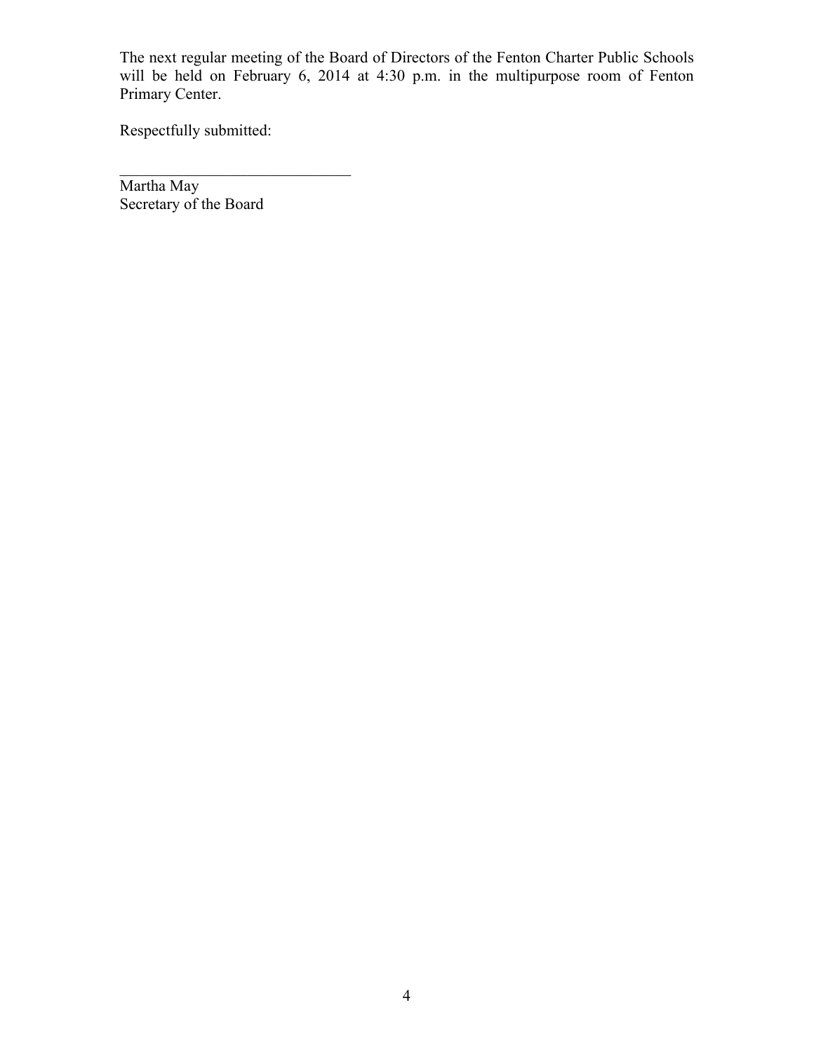The next regular meeting of the Board of Directors of the Fenton Charter Public Schools will be held on February 6, 2014 at 4:30 p.m. in the multipurpose room of Fenton Primary Center.

Respectfully submitted:

______________________________

Martha May
Secretary of the Board